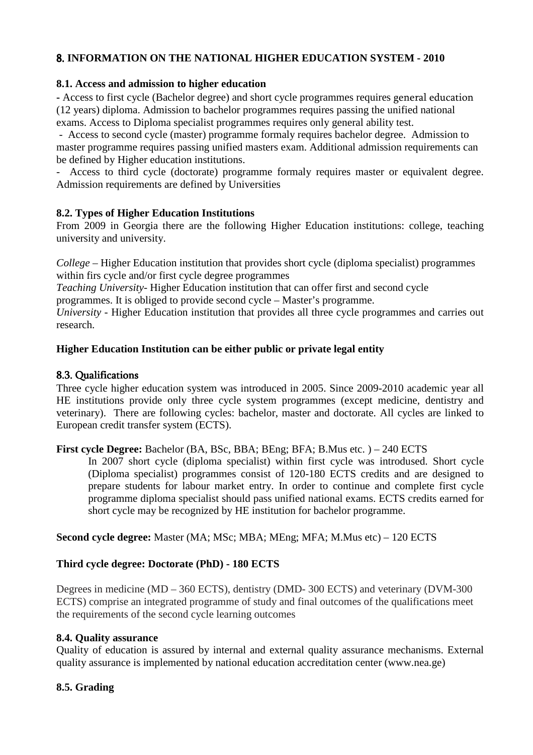## 8. INFORMATION ON THE NATIONAL HIGHER EDUCATION SYSTEM - 2010

### 8.1. Access and admission to higher education

- Access to first cycle (Bachelor degree) and short cycle programmes requires general education (12 years) diploma. Admission to bachelor programmes requires passing the unified national exams. Access to Diploma specialist programmes requires only general ability test.
- Access to second cycle (master) programme formaly requires bachelor degree. Admission to master programme requires passing unified masters exam. Additional admission requirements can be defined by Higher education institutions.
- Access to third cycle (doctorate) programme formaly requires master or equivalent degree. Admission requirements are defined by Universities

### 8.2. Types of Higher Education Institutions

From 2009 in Georgia there are the following Higher Education institutions: college, teaching university and university.

*College* – Higher Education institution that provides short cycle (diploma specialist) programmes within firs cycle and/or first cycle degree programmes

*Teaching University*- Higher Education institution that can offer first and second cycle programmes. It is obliged to provide second cycle – Master's programme.

*University* - Higher Education institution that provides all three cycle programmes and carries out research.

**Higher Education Institution can be either public or private legal entity**

### 8.3. Qualifications

Three cycle higher education system was introduced in 2005. Since 2009-2010 academic year all HE institutions provide only three cycle system programmes (except medicine, dentistry and veterinary). There are following cycles: bachelor, master and doctorate. All cycles are linked to European credit transfer system (ECTS).

**First cycle Degree:** Bachelor (BA, BSc, BBA; BEng; BFA; B.Mus etc. ) – 240 ECTS

In 2007 short cycle (diploma specialist) within first cycle was introdused. Short cycle (Diploma specialist) programmes consist of 120-180 ECTS credits and are designed to prepare students for labour market entry. In order to continue and complete first cycle programme diploma specialist should pass unified national exams. ECTS credits earned for short cycle may be recognized by HE institution for bachelor programme.

**Second cycle degree:** Master (MA; MSc; MBA; MEng; MFA; M.Mus etc) – 120 ECTS

**Third cycle degree: Doctorate (PhD) - 180 ECTS**

Degrees in medicine (MD – 360 ECTS), dentistry (DMD- 300 ECTS) and veterinary (DVM-300 ECTS) comprise an integrated programme of study and final outcomes of the qualifications meet the requirements of the second cycle learning outcomes

### 8.4. Quality assurance

Quality of education is assured by internal and external quality assurance mechanisms. External quality assurance is implemented by national education accreditation center (www.nea.ge)

### 8.5. Grading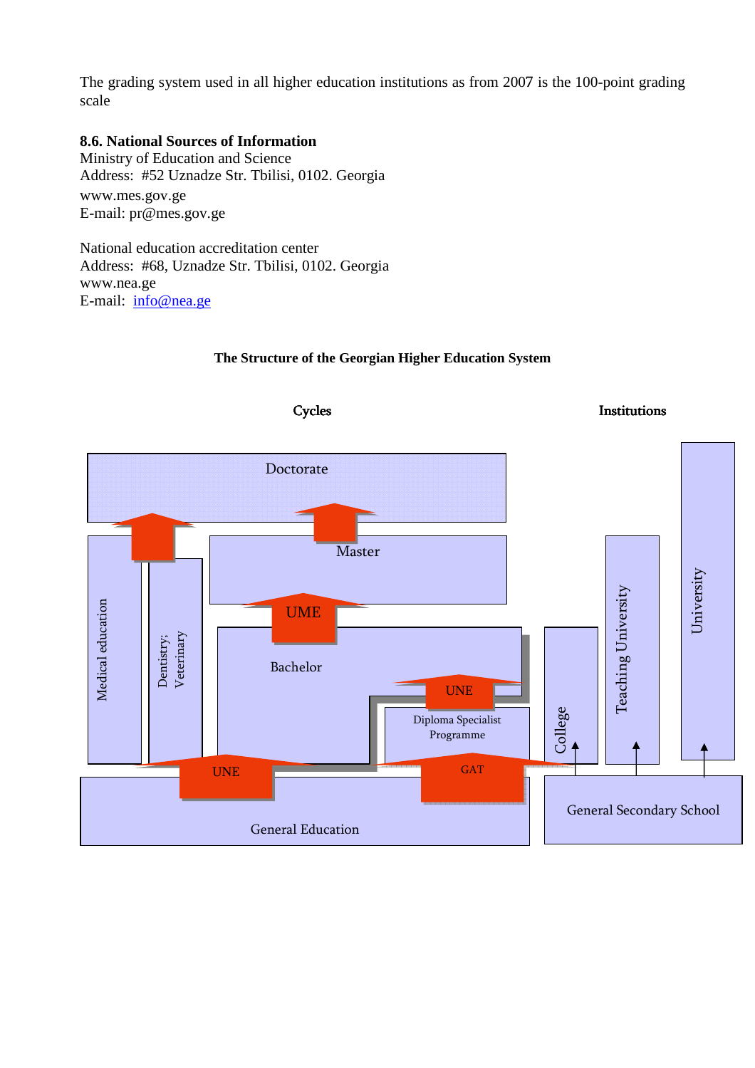The grading system used in all higher education institutions as from 2007 is the 100-point grading scale

**8.6. National Sources of Information**
Ministry of Education and Science
Address: #52 Uznadze Str. Tbilisi, 0102. Georgia
www.mes.gov.ge
E-mail: pr@mes.gov.ge

National education accreditation center
Address: #68, Uznadze Str. Tbilisi, 0102. Georgia
www.nea.ge
E-mail: [info@nea.ge](mailto:info@nea.ge)

**The Structure of the Georgian Higher Education System**

Cycles

Institutions

Doctorate

Master

UME

Bachelor

UNE

Diploma Specialist Programme

Medical education

Dentistry; Veterinary

UNE

GAT

General Education

College

Teaching University

University

General Secondary School